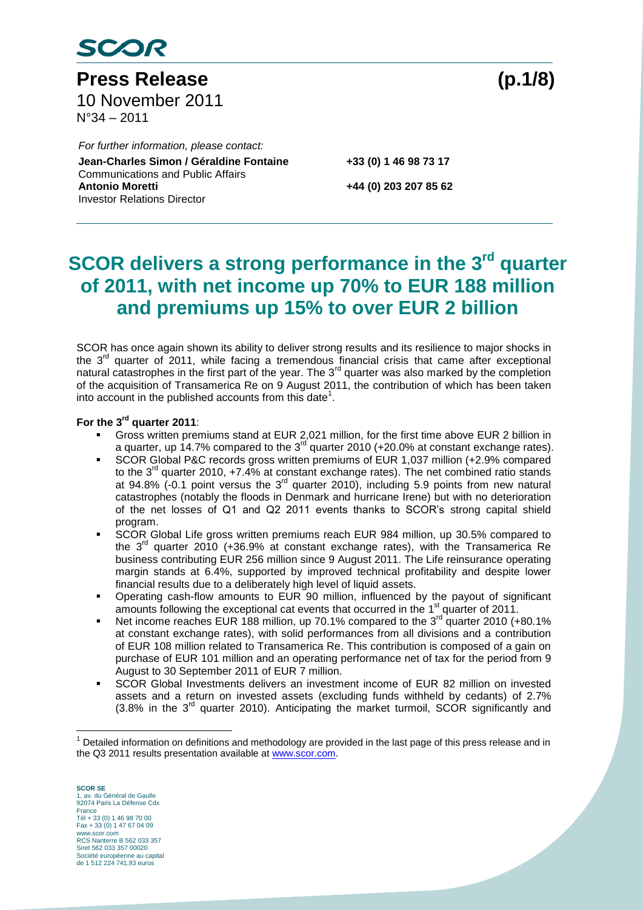**SCOR**

# Press Release (p.1/8)

10 November 2011
N°34 – 2011

*For further information, please contact:*

**Jean-Charles Simon / Géraldine Fontaine** +33 (0) 1 46 98 73 17
Communications and Public Affairs
**Antonio Moretti** +44 (0) 203 207 85 62
Investor Relations Director

## SCOR delivers a strong performance in the 3rd quarter of 2011, with net income up 70% to EUR 188 million and premiums up 15% to over EUR 2 billion

SCOR has once again shown its ability to deliver strong results and its resilience to major shocks in the 3rd quarter of 2011, while facing a tremendous financial crisis that came after exceptional natural catastrophes in the first part of the year. The 3rd quarter was also marked by the completion of the acquisition of Transamerica Re on 9 August 2011, the contribution of which has been taken into account in the published accounts from this date[1].

**For the 3rd quarter 2011**:

- Gross written premiums stand at EUR 2,021 million, for the first time above EUR 2 billion in a quarter, up 14.7% compared to the 3rd quarter 2010 (+20.0% at constant exchange rates).
- SCOR Global P&C records gross written premiums of EUR 1,037 million (+2.9% compared to the 3rd quarter 2010, +7.4% at constant exchange rates). The net combined ratio stands at 94.8% (-0.1 point versus the 3rd quarter 2010), including 5.9 points from new natural catastrophes (notably the floods in Denmark and hurricane Irene) but with no deterioration of the net losses of Q1 and Q2 2011 events thanks to SCOR's strong capital shield program.
- SCOR Global Life gross written premiums reach EUR 984 million, up 30.5% compared to the 3rd quarter 2010 (+36.9% at constant exchange rates), with the Transamerica Re business contributing EUR 256 million since 9 August 2011. The Life reinsurance operating margin stands at 6.4%, supported by improved technical profitability and despite lower financial results due to a deliberately high level of liquid assets.
- Operating cash-flow amounts to EUR 90 million, influenced by the payout of significant amounts following the exceptional cat events that occurred in the 1st quarter of 2011.
- Net income reaches EUR 188 million, up 70.1% compared to the 3rd quarter 2010 (+80.1% at constant exchange rates), with solid performances from all divisions and a contribution of EUR 108 million related to Transamerica Re. This contribution is composed of a gain on purchase of EUR 101 million and an operating performance net of tax for the period from 9 August to 30 September 2011 of EUR 7 million.
- SCOR Global Investments delivers an investment income of EUR 82 million on invested assets and a return on invested assets (excluding funds withheld by cedants) of 2.7% (3.8% in the 3rd quarter 2010). Anticipating the market turmoil, SCOR significantly and

[1] Detailed information on definitions and methodology are provided in the last page of this press release and in the Q3 2011 results presentation available at www.scor.com.

**SCOR SE**
1, av. du Général de Gaulle
92074 Paris La Défense Cdx
France
Tél + 33 (0) 1 46 98 70 00
Fax + 33 (0) 1 47 67 04 09
www.scor.com
RCS Nanterre B 562 033 357
Siret 562 033 357 00020
Société européenne au capital
de 1 512 224 741,93 euros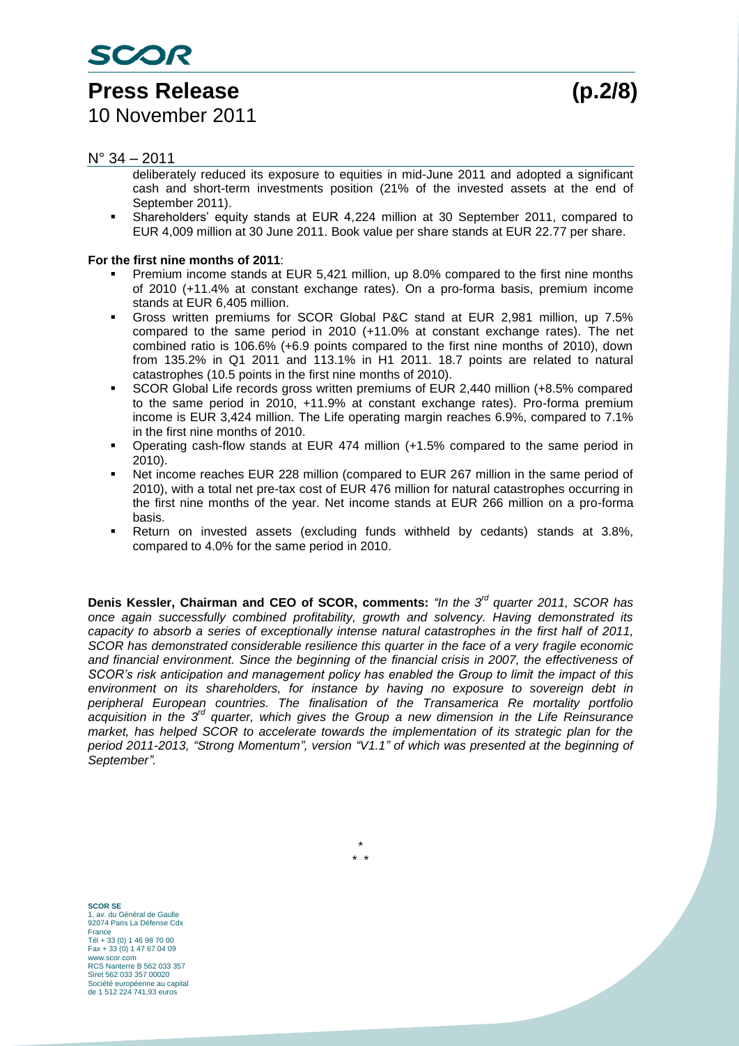deliberately reduced its exposure to equities in mid-June 2011 and adopted a significant cash and short-term investments position (21% of the invested assets at the end of September 2011).

- Shareholders' equity stands at EUR 4,224 million at 30 September 2011, compared to EUR 4,009 million at 30 June 2011. Book value per share stands at EUR 22.77 per share.

**For the first nine months of 2011**:

- Premium income stands at EUR 5,421 million, up 8.0% compared to the first nine months of 2010 (+11.4% at constant exchange rates). On a pro-forma basis, premium income stands at EUR 6,405 million.
- Gross written premiums for SCOR Global P&C stand at EUR 2,981 million, up 7.5% compared to the same period in 2010 (+11.0% at constant exchange rates). The net combined ratio is 106.6% (+6.9 points compared to the first nine months of 2010), down from 135.2% in Q1 2011 and 113.1% in H1 2011. 18.7 points are related to natural catastrophes (10.5 points in the first nine months of 2010).
- SCOR Global Life records gross written premiums of EUR 2,440 million (+8.5% compared to the same period in 2010, +11.9% at constant exchange rates). Pro-forma premium income is EUR 3,424 million. The Life operating margin reaches 6.9%, compared to 7.1% in the first nine months of 2010.
- Operating cash-flow stands at EUR 474 million (+1.5% compared to the same period in 2010).
- Net income reaches EUR 228 million (compared to EUR 267 million in the same period of 2010), with a total net pre-tax cost of EUR 476 million for natural catastrophes occurring in the first nine months of the year. Net income stands at EUR 266 million on a pro-forma basis.
- Return on invested assets (excluding funds withheld by cedants) stands at 3.8%, compared to 4.0% for the same period in 2010.

**Denis Kessler, Chairman and CEO of SCOR, comments:** *"In the 3rd quarter 2011, SCOR has once again successfully combined profitability, growth and solvency. Having demonstrated its capacity to absorb a series of exceptionally intense natural catastrophes in the first half of 2011, SCOR has demonstrated considerable resilience this quarter in the face of a very fragile economic and financial environment. Since the beginning of the financial crisis in 2007, the effectiveness of SCOR's risk anticipation and management policy has enabled the Group to limit the impact of this environment on its shareholders, for instance by having no exposure to sovereign debt in peripheral European countries. The finalisation of the Transamerica Re mortality portfolio acquisition in the 3rd quarter, which gives the Group a new dimension in the Life Reinsurance market, has helped SCOR to accelerate towards the implementation of its strategic plan for the period 2011-2013, "Strong Momentum", version "V1.1" of which was presented at the beginning of September".*

\*
\* \*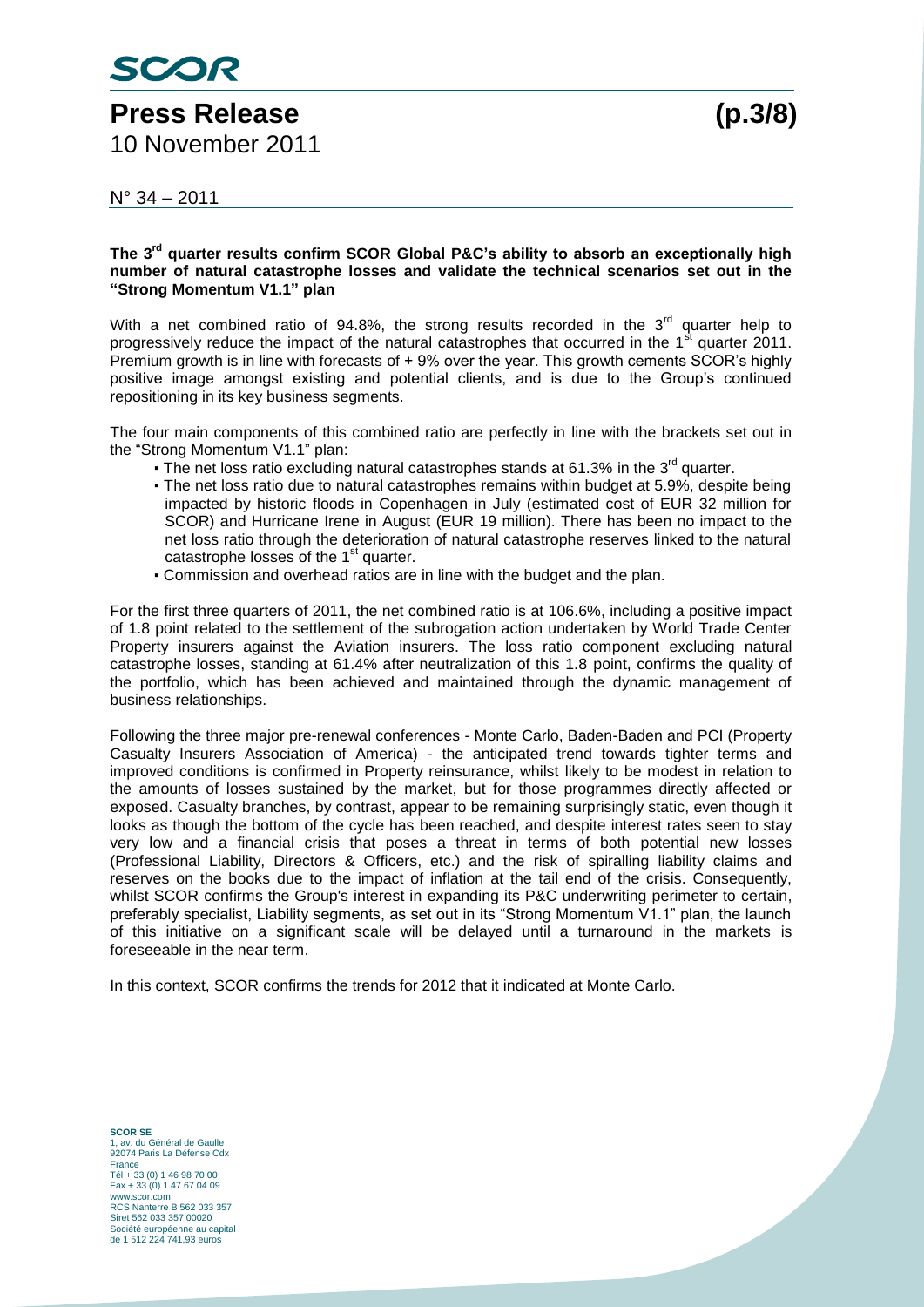N° 34 – 2011

**The 3rd quarter results confirm SCOR Global P&C's ability to absorb an exceptionally high number of natural catastrophe losses and validate the technical scenarios set out in the "Strong Momentum V1.1" plan**

With a net combined ratio of 94.8%, the strong results recorded in the 3rd quarter help to progressively reduce the impact of the natural catastrophes that occurred in the 1st quarter 2011. Premium growth is in line with forecasts of + 9% over the year. This growth cements SCOR's highly positive image amongst existing and potential clients, and is due to the Group's continued repositioning in its key business segments.

The four main components of this combined ratio are perfectly in line with the brackets set out in the "Strong Momentum V1.1" plan:

- The net loss ratio excluding natural catastrophes stands at 61.3% in the 3rd quarter.
- The net loss ratio due to natural catastrophes remains within budget at 5.9%, despite being impacted by historic floods in Copenhagen in July (estimated cost of EUR 32 million for SCOR) and Hurricane Irene in August (EUR 19 million). There has been no impact to the net loss ratio through the deterioration of natural catastrophe reserves linked to the natural catastrophe losses of the 1st quarter.
- Commission and overhead ratios are in line with the budget and the plan.

For the first three quarters of 2011, the net combined ratio is at 106.6%, including a positive impact of 1.8 point related to the settlement of the subrogation action undertaken by World Trade Center Property insurers against the Aviation insurers. The loss ratio component excluding natural catastrophe losses, standing at 61.4% after neutralization of this 1.8 point, confirms the quality of the portfolio, which has been achieved and maintained through the dynamic management of business relationships.

Following the three major pre-renewal conferences - Monte Carlo, Baden-Baden and PCI (Property Casualty Insurers Association of America) - the anticipated trend towards tighter terms and improved conditions is confirmed in Property reinsurance, whilst likely to be modest in relation to the amounts of losses sustained by the market, but for those programmes directly affected or exposed. Casualty branches, by contrast, appear to be remaining surprisingly static, even though it looks as though the bottom of the cycle has been reached, and despite interest rates seen to stay very low and a financial crisis that poses a threat in terms of both potential new losses (Professional Liability, Directors & Officers, etc.) and the risk of spiralling liability claims and reserves on the books due to the impact of inflation at the tail end of the crisis. Consequently, whilst SCOR confirms the Group's interest in expanding its P&C underwriting perimeter to certain, preferably specialist, Liability segments, as set out in its "Strong Momentum V1.1" plan, the launch of this initiative on a significant scale will be delayed until a turnaround in the markets is foreseeable in the near term.

In this context, SCOR confirms the trends for 2012 that it indicated at Monte Carlo.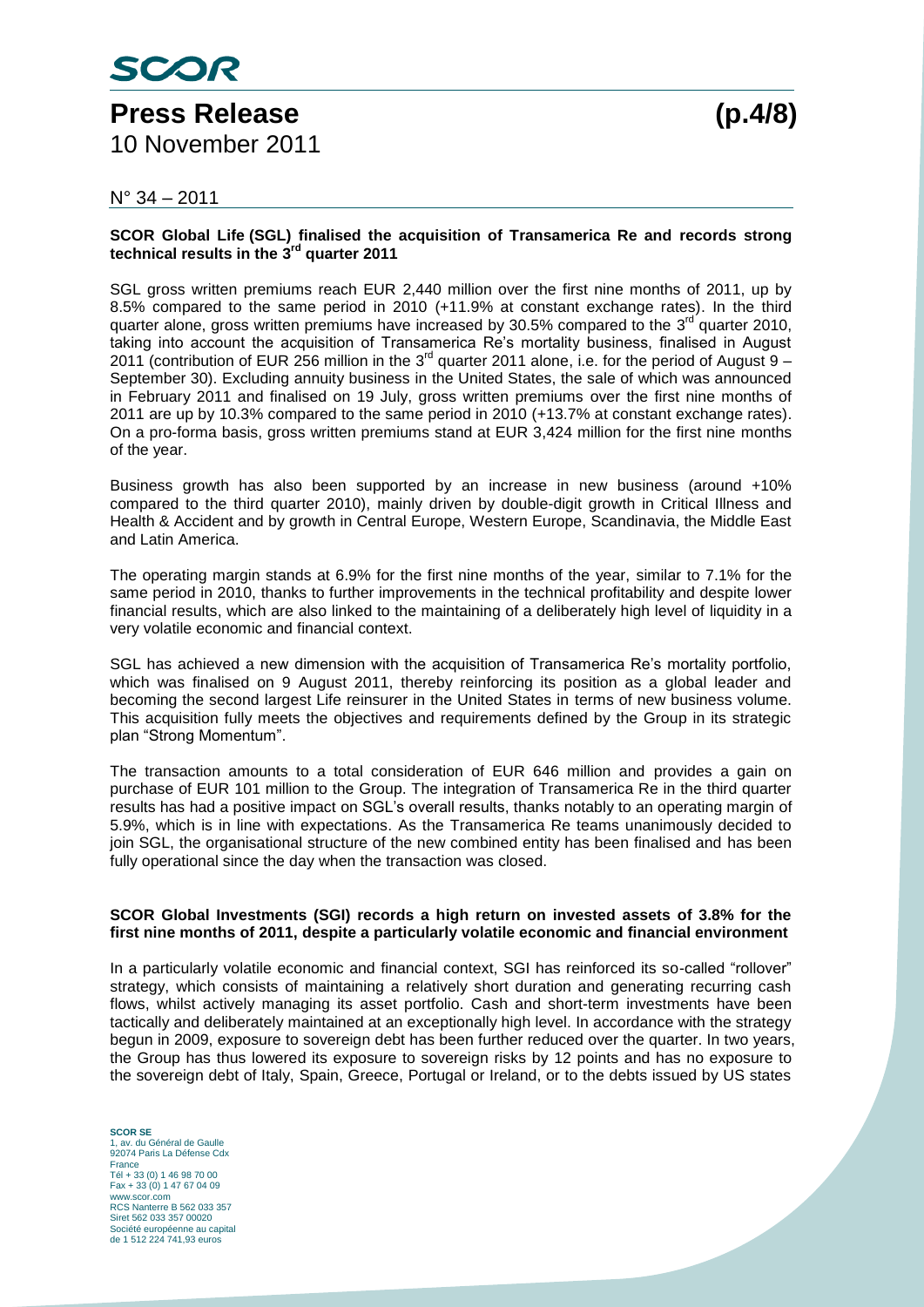**SCOR Global Life (SGL) finalised the acquisition of Transamerica Re and records strong technical results in the 3rd quarter 2011**

SGL gross written premiums reach EUR 2,440 million over the first nine months of 2011, up by 8.5% compared to the same period in 2010 (+11.9% at constant exchange rates). In the third quarter alone, gross written premiums have increased by 30.5% compared to the 3rd quarter 2010, taking into account the acquisition of Transamerica Re's mortality business, finalised in August 2011 (contribution of EUR 256 million in the 3rd quarter 2011 alone, i.e. for the period of August 9 – September 30). Excluding annuity business in the United States, the sale of which was announced in February 2011 and finalised on 19 July, gross written premiums over the first nine months of 2011 are up by 10.3% compared to the same period in 2010 (+13.7% at constant exchange rates). On a pro-forma basis, gross written premiums stand at EUR 3,424 million for the first nine months of the year.

Business growth has also been supported by an increase in new business (around +10% compared to the third quarter 2010), mainly driven by double-digit growth in Critical Illness and Health & Accident and by growth in Central Europe, Western Europe, Scandinavia, the Middle East and Latin America.

The operating margin stands at 6.9% for the first nine months of the year, similar to 7.1% for the same period in 2010, thanks to further improvements in the technical profitability and despite lower financial results, which are also linked to the maintaining of a deliberately high level of liquidity in a very volatile economic and financial context.

SGL has achieved a new dimension with the acquisition of Transamerica Re's mortality portfolio, which was finalised on 9 August 2011, thereby reinforcing its position as a global leader and becoming the second largest Life reinsurer in the United States in terms of new business volume. This acquisition fully meets the objectives and requirements defined by the Group in its strategic plan "Strong Momentum".

The transaction amounts to a total consideration of EUR 646 million and provides a gain on purchase of EUR 101 million to the Group. The integration of Transamerica Re in the third quarter results has had a positive impact on SGL's overall results, thanks notably to an operating margin of 5.9%, which is in line with expectations. As the Transamerica Re teams unanimously decided to join SGL, the organisational structure of the new combined entity has been finalised and has been fully operational since the day when the transaction was closed.

**SCOR Global Investments (SGI) records a high return on invested assets of 3.8% for the first nine months of 2011, despite a particularly volatile economic and financial environment**

In a particularly volatile economic and financial context, SGI has reinforced its so-called "rollover" strategy, which consists of maintaining a relatively short duration and generating recurring cash flows, whilst actively managing its asset portfolio. Cash and short-term investments have been tactically and deliberately maintained at an exceptionally high level. In accordance with the strategy begun in 2009, exposure to sovereign debt has been further reduced over the quarter. In two years, the Group has thus lowered its exposure to sovereign risks by 12 points and has no exposure to the sovereign debt of Italy, Spain, Greece, Portugal or Ireland, or to the debts issued by US states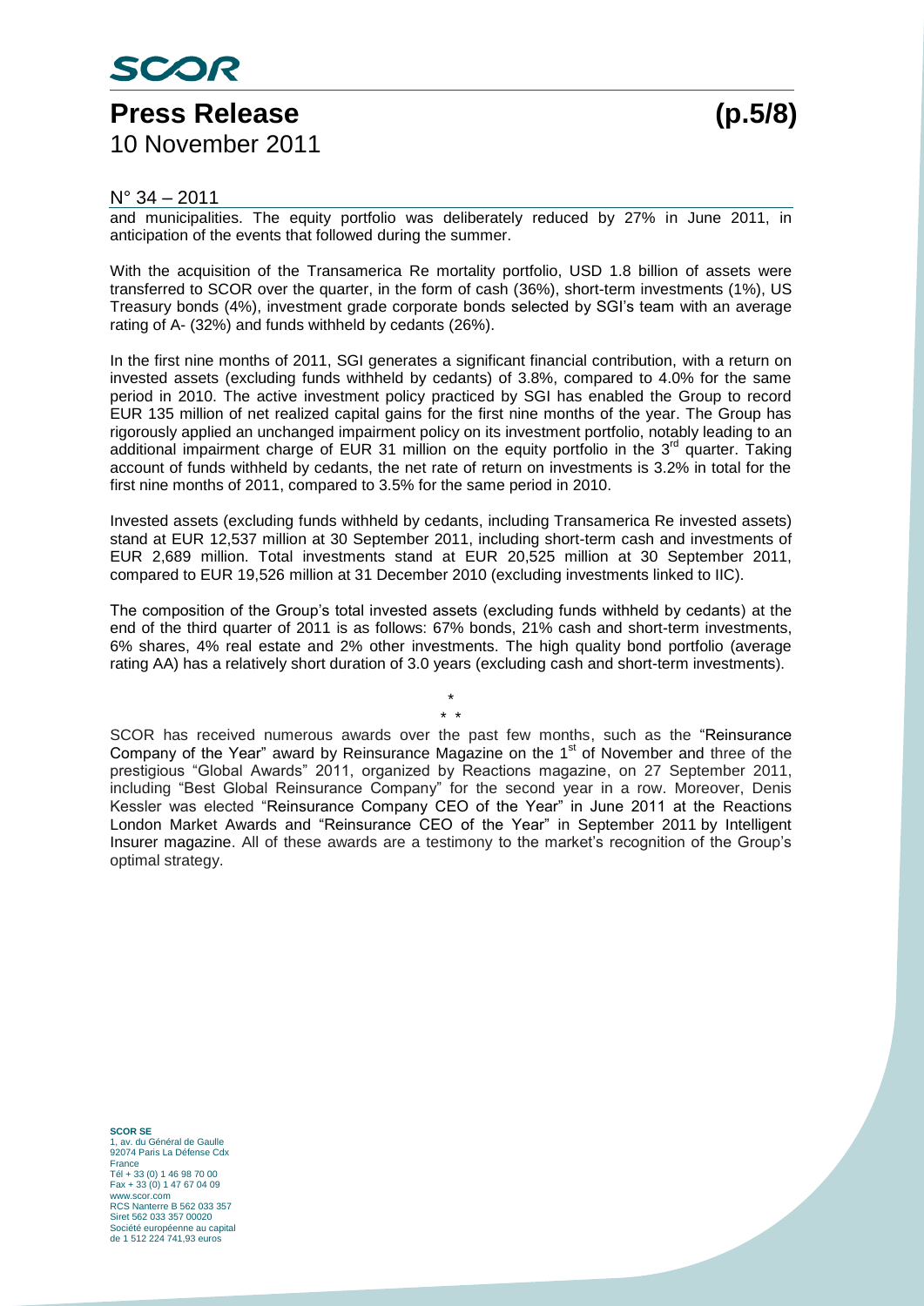and municipalities. The equity portfolio was deliberately reduced by 27% in June 2011, in anticipation of the events that followed during the summer.

With the acquisition of the Transamerica Re mortality portfolio, USD 1.8 billion of assets were transferred to SCOR over the quarter, in the form of cash (36%), short-term investments (1%), US Treasury bonds (4%), investment grade corporate bonds selected by SGI's team with an average rating of A- (32%) and funds withheld by cedants (26%).

In the first nine months of 2011, SGI generates a significant financial contribution, with a return on invested assets (excluding funds withheld by cedants) of 3.8%, compared to 4.0% for the same period in 2010. The active investment policy practiced by SGI has enabled the Group to record EUR 135 million of net realized capital gains for the first nine months of the year. The Group has rigorously applied an unchanged impairment policy on its investment portfolio, notably leading to an additional impairment charge of EUR 31 million on the equity portfolio in the 3rd quarter. Taking account of funds withheld by cedants, the net rate of return on investments is 3.2% in total for the first nine months of 2011, compared to 3.5% for the same period in 2010.

Invested assets (excluding funds withheld by cedants, including Transamerica Re invested assets) stand at EUR 12,537 million at 30 September 2011, including short-term cash and investments of EUR 2,689 million. Total investments stand at EUR 20,525 million at 30 September 2011, compared to EUR 19,526 million at 31 December 2010 (excluding investments linked to IIC).

The composition of the Group's total invested assets (excluding funds withheld by cedants) at the end of the third quarter of 2011 is as follows: 67% bonds, 21% cash and short-term investments, 6% shares, 4% real estate and 2% other investments. The high quality bond portfolio (average rating AA) has a relatively short duration of 3.0 years (excluding cash and short-term investments).

\*
\* \*

SCOR has received numerous awards over the past few months, such as the "Reinsurance Company of the Year" award by Reinsurance Magazine on the 1st of November and three of the prestigious "Global Awards" 2011, organized by Reactions magazine, on 27 September 2011, including "Best Global Reinsurance Company" for the second year in a row. Moreover, Denis Kessler was elected "Reinsurance Company CEO of the Year" in June 2011 at the Reactions London Market Awards and "Reinsurance CEO of the Year" in September 2011 by Intelligent Insurer magazine. All of these awards are a testimony to the market's recognition of the Group's optimal strategy.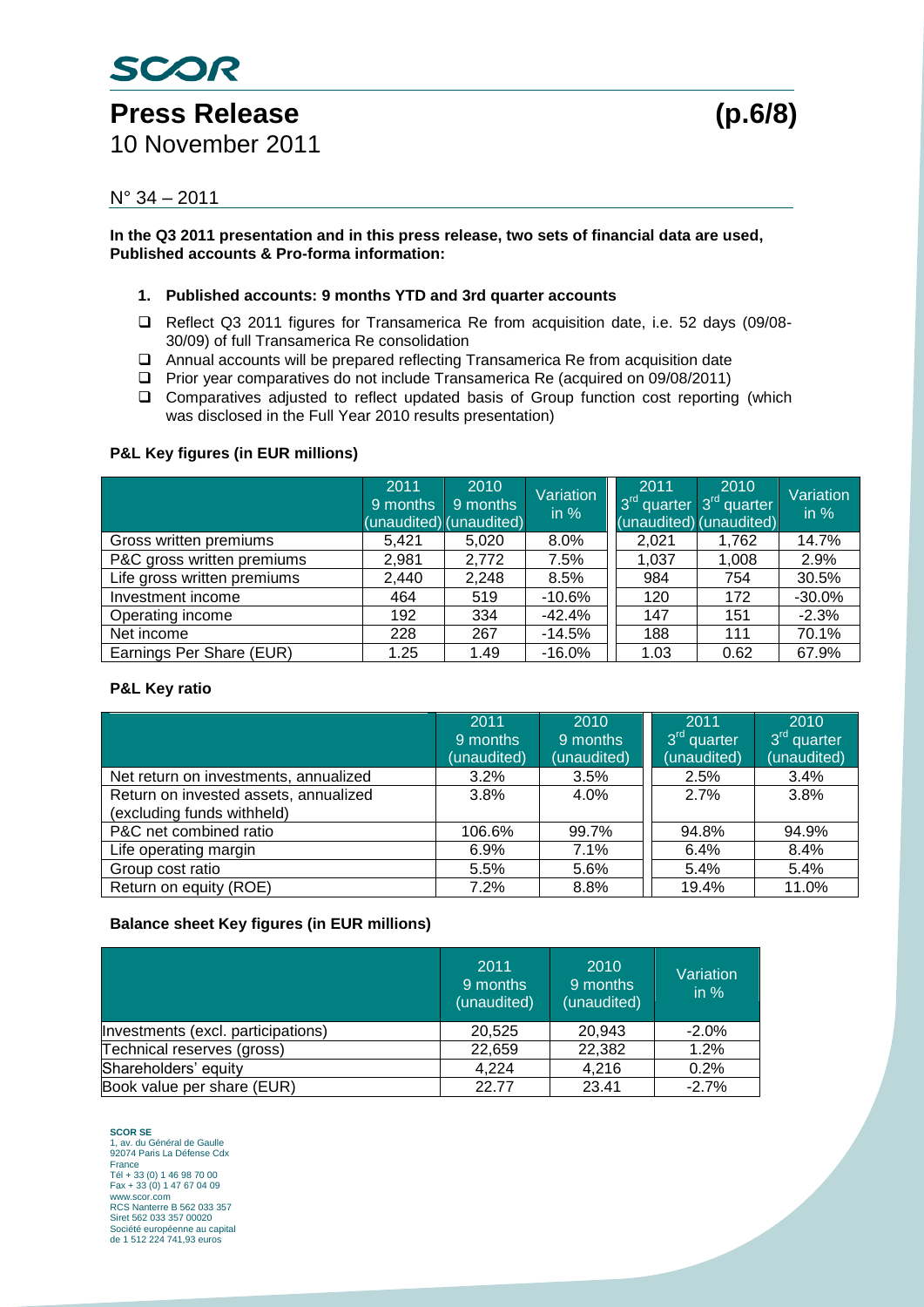# Press Release

10 November 2011

N° 34 – 2011

**In the Q3 2011 presentation and in this press release, two sets of financial data are used, Published accounts & Pro-forma information:**

1. **Published accounts: 9 months YTD and 3rd quarter accounts**

- ❑ Reflect Q3 2011 figures for Transamerica Re from acquisition date, i.e. 52 days (09/08-30/09) of full Transamerica Re consolidation
- ❑ Annual accounts will be prepared reflecting Transamerica Re from acquisition date
- ❑ Prior year comparatives do not include Transamerica Re (acquired on 09/08/2011)
- ❑ Comparatives adjusted to reflect updated basis of Group function cost reporting (which was disclosed in the Full Year 2010 results presentation)

**P&L Key figures (in EUR millions)**

| | 2011 9 months (unaudited) | 2010 9 months (unaudited) | Variation in % | 2011 3rd quarter (unaudited) | 2010 3rd quarter (unaudited) | Variation in % |
|---|---|---|---|---|---|---|
| Gross written premiums | 5,421 | 5,020 | 8.0% | 2,021 | 1,762 | 14.7% |
| P&C gross written premiums | 2,981 | 2,772 | 7.5% | 1,037 | 1,008 | 2.9% |
| Life gross written premiums | 2,440 | 2,248 | 8.5% | 984 | 754 | 30.5% |
| Investment income | 464 | 519 | -10.6% | 120 | 172 | -30.0% |
| Operating income | 192 | 334 | -42.4% | 147 | 151 | -2.3% |
| Net income | 228 | 267 | -14.5% | 188 | 111 | 70.1% |
| Earnings Per Share (EUR) | 1.25 | 1.49 | -16.0% | 1.03 | 0.62 | 67.9% |

**P&L Key ratio**

| | 2011 9 months (unaudited) | 2010 9 months (unaudited) | 2011 3rd quarter (unaudited) | 2010 3rd quarter (unaudited) |
|---|---|---|---|---|
| Net return on investments, annualized | 3.2% | 3.5% | 2.5% | 3.4% |
| Return on invested assets, annualized (excluding funds withheld) | 3.8% | 4.0% | 2.7% | 3.8% |
| P&C net combined ratio | 106.6% | 99.7% | 94.8% | 94.9% |
| Life operating margin | 6.9% | 7.1% | 6.4% | 8.4% |
| Group cost ratio | 5.5% | 5.6% | 5.4% | 5.4% |
| Return on equity (ROE) | 7.2% | 8.8% | 19.4% | 11.0% |

**Balance sheet Key figures (in EUR millions)**

| | 2011 9 months (unaudited) | 2010 9 months (unaudited) | Variation in % |
|---|---|---|---|
| Investments (excl. participations) | 20,525 | 20,943 | -2.0% |
| Technical reserves (gross) | 22,659 | 22,382 | 1.2% |
| Shareholders' equity | 4,224 | 4,216 | 0.2% |
| Book value per share (EUR) | 22.77 | 23.41 | -2.7% |

**SCOR SE**
1, av. du Général de Gaulle
92074 Paris La Défense Cdx
France
Tél + 33 (0) 1 46 98 70 00
Fax + 33 (0) 1 47 67 04 09
www.scor.com
RCS Nanterre B 562 033 357
Siret 562 033 357 00020
Société européenne au capital de 1 512 224 741,93 euros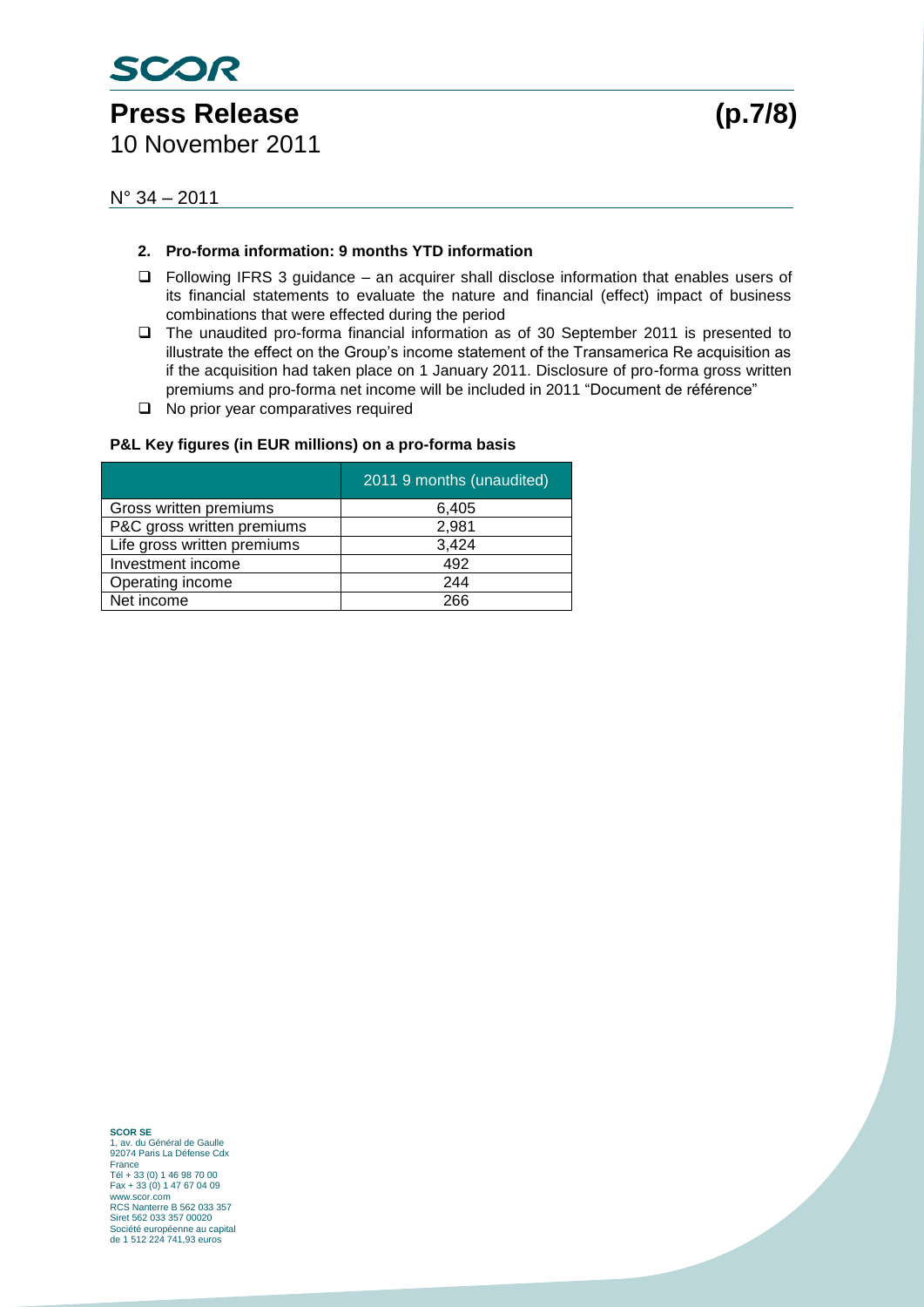## 2. Pro-forma information: 9 months YTD information

- Following IFRS 3 guidance – an acquirer shall disclose information that enables users of its financial statements to evaluate the nature and financial (effect) impact of business combinations that were effected during the period
- The unaudited pro-forma financial information as of 30 September 2011 is presented to illustrate the effect on the Group's income statement of the Transamerica Re acquisition as if the acquisition had taken place on 1 January 2011. Disclosure of pro-forma gross written premiums and pro-forma net income will be included in 2011 "Document de référence"
- No prior year comparatives required

**P&L Key figures (in EUR millions) on a pro-forma basis**

| | 2011 9 months (unaudited) |
|---|---|
| Gross written premiums | 6,405 |
| P&C gross written premiums | 2,981 |
| Life gross written premiums | 3,424 |
| Investment income | 492 |
| Operating income | 244 |
| Net income | 266 |

**SCOR SE**
1, av. du Général de Gaulle
92074 Paris La Défense Cdx
France
Tél + 33 (0) 1 46 98 70 00
Fax + 33 (0) 1 47 67 04 09
www.scor.com
RCS Nanterre B 562 033 357
Siret 562 033 357 00020
Société européenne au capital
de 1 512 224 741,93 euros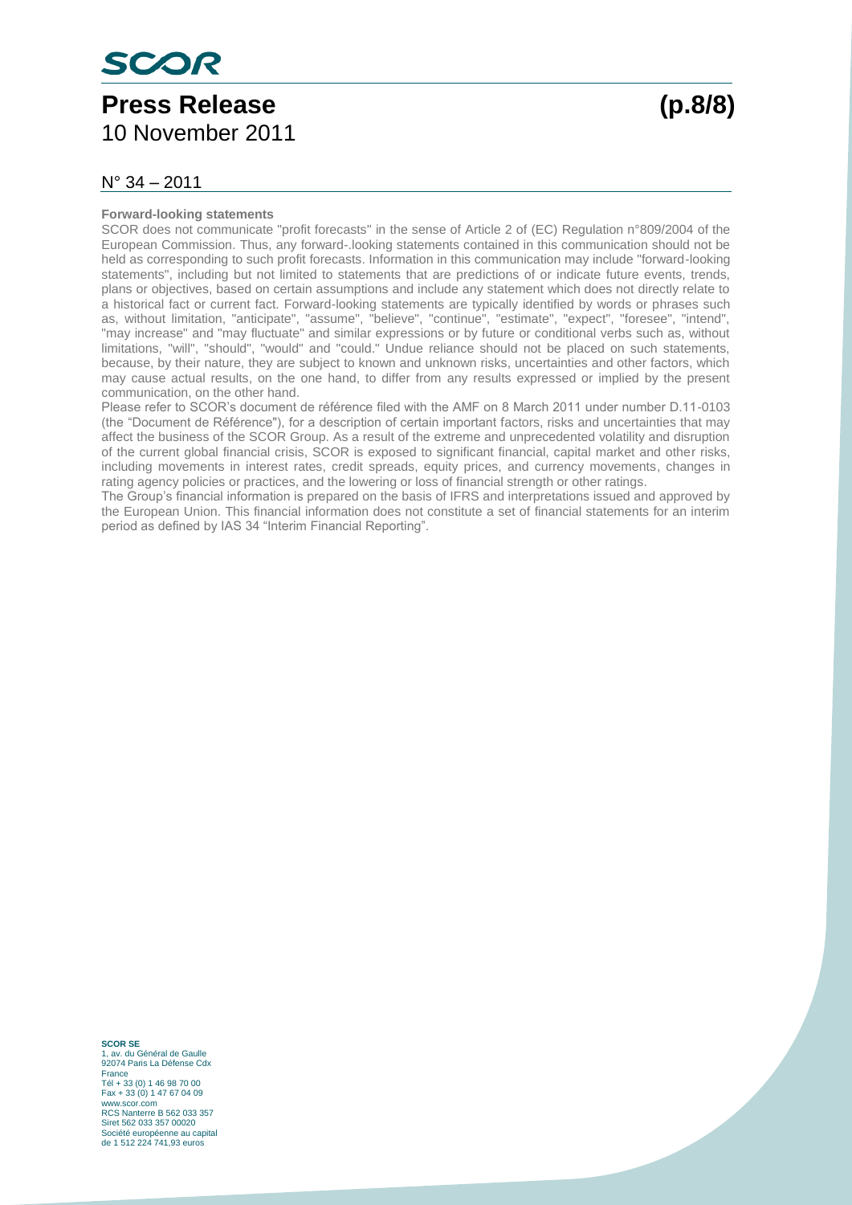# Press Release

10 November 2011

N° 34 – 2011

**Forward-looking statements**

SCOR does not communicate "profit forecasts" in the sense of Article 2 of (EC) Regulation n°809/2004 of the European Commission. Thus, any forward-.looking statements contained in this communication should not be held as corresponding to such profit forecasts. Information in this communication may include "forward-looking statements", including but not limited to statements that are predictions of or indicate future events, trends, plans or objectives, based on certain assumptions and include any statement which does not directly relate to a historical fact or current fact. Forward-looking statements are typically identified by words or phrases such as, without limitation, "anticipate", "assume", "believe", "continue", "estimate", "expect", "foresee", "intend", "may increase" and "may fluctuate" and similar expressions or by future or conditional verbs such as, without limitations, "will", "should", "would" and "could." Undue reliance should not be placed on such statements, because, by their nature, they are subject to known and unknown risks, uncertainties and other factors, which may cause actual results, on the one hand, to differ from any results expressed or implied by the present communication, on the other hand.

Please refer to SCOR's document de référence filed with the AMF on 8 March 2011 under number D.11-0103 (the "Document de Référence"), for a description of certain important factors, risks and uncertainties that may affect the business of the SCOR Group. As a result of the extreme and unprecedented volatility and disruption of the current global financial crisis, SCOR is exposed to significant financial, capital market and other risks, including movements in interest rates, credit spreads, equity prices, and currency movements, changes in rating agency policies or practices, and the lowering or loss of financial strength or other ratings.

The Group's financial information is prepared on the basis of IFRS and interpretations issued and approved by the European Union. This financial information does not constitute a set of financial statements for an interim period as defined by IAS 34 "Interim Financial Reporting".

**SCOR SE**
1, av. du Général de Gaulle
92074 Paris La Défense Cdx
France
Tél + 33 (0) 1 46 98 70 00
Fax + 33 (0) 1 47 67 04 09
www.scor.com
RCS Nanterre B 562 033 357
Siret 562 033 357 00020
Société européenne au capital
de 1 512 224 741,93 euros